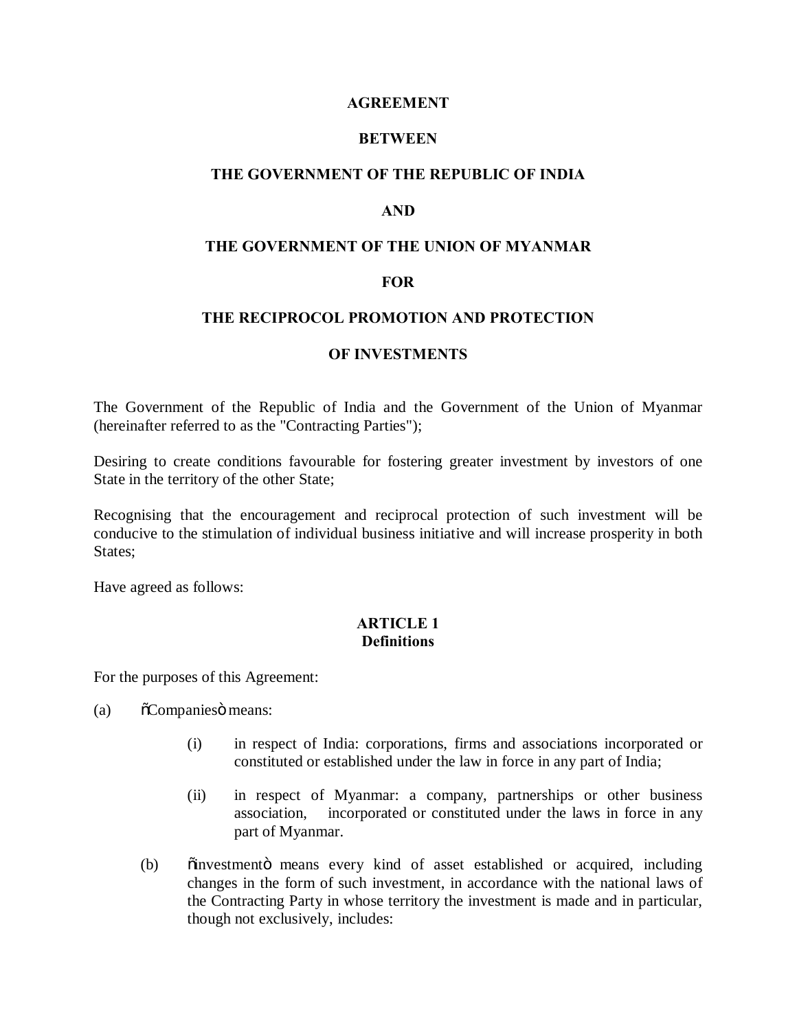**AGREEMENT**

**BETWEEN**

**THE GOVERNMENT OF THE REPUBLIC OF INDIA**

**AND**

**THE GOVERNMENT OF THE UNION OF MYANMAR**

**FOR**

**THE RECIPROCOL PROMOTION AND PROTECTION**

**OF INVESTMENTS**

The Government of the Republic of India and the Government of the Union of Myanmar (hereinafter referred to as the "Contracting Parties");

Desiring to create conditions favourable for fostering greater investment by investors of one State in the territory of the other State;

Recognising that the encouragement and reciprocal protection of such investment will be conducive to the stimulation of individual business initiative and will increase prosperity in both States;

Have agreed as follows:

## ARTICLE 1
## Definitions

For the purposes of this Agreement:

(a) õCompaniesö means:

(i) in respect of India: corporations, firms and associations incorporated or constituted or established under the law in force in any part of India;

(ii) in respect of Myanmar: a company, partnerships or other business association, incorporated or constituted under the laws in force in any part of Myanmar.

(b) õinvestmentö means every kind of asset established or acquired, including changes in the form of such investment, in accordance with the national laws of the Contracting Party in whose territory the investment is made and in particular, though not exclusively, includes: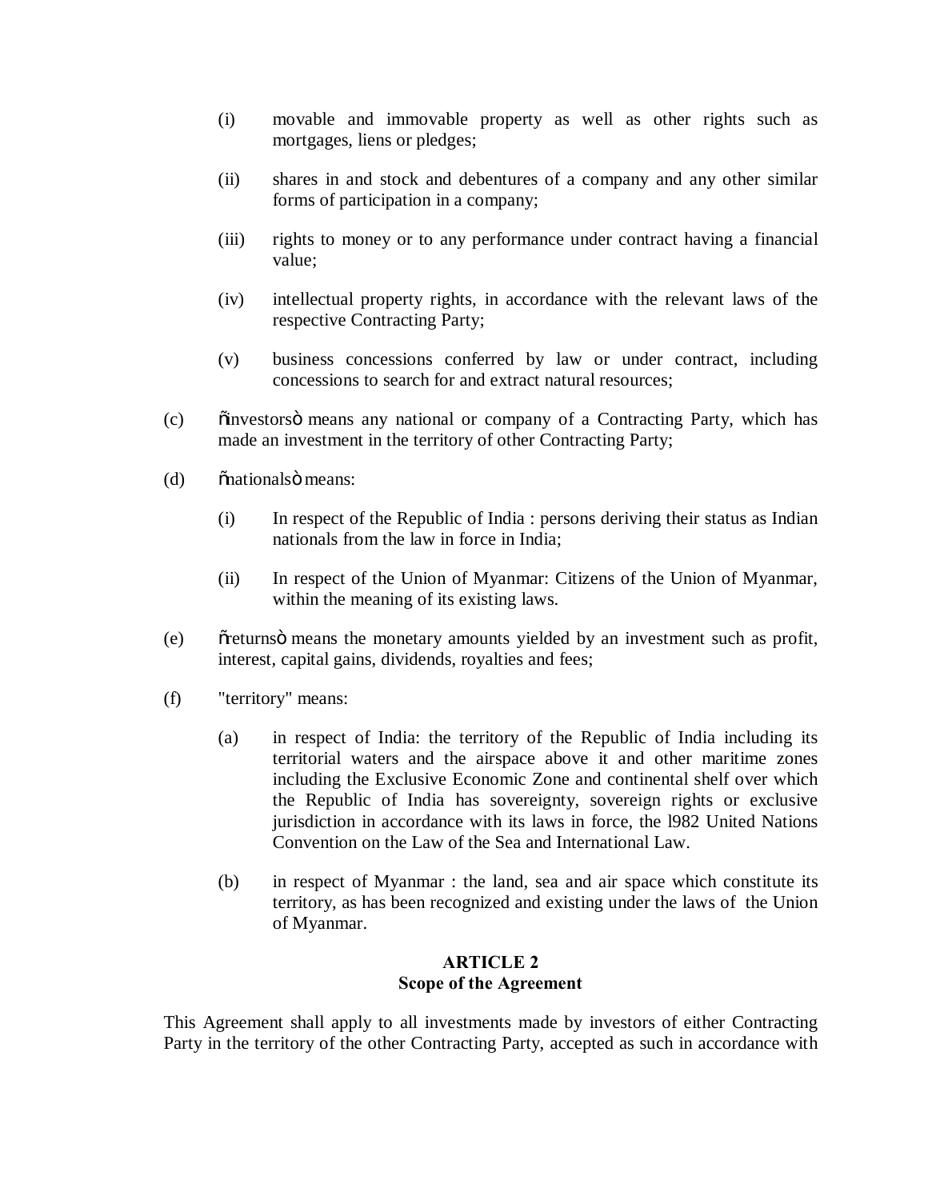(i) movable and immovable property as well as other rights such as mortgages, liens or pledges;

(ii) shares in and stock and debentures of a company and any other similar forms of participation in a company;

(iii) rights to money or to any performance under contract having a financial value;

(iv) intellectual property rights, in accordance with the relevant laws of the respective Contracting Party;

(v) business concessions conferred by law or under contract, including concessions to search for and extract natural resources;

(c) õinvestorsö means any national or company of a Contracting Party, which has made an investment in the territory of other Contracting Party;

(d) õnationalsö means:

(i) In respect of the Republic of India : persons deriving their status as Indian nationals from the law in force in India;

(ii) In respect of the Union of Myanmar: Citizens of the Union of Myanmar, within the meaning of its existing laws.

(e) õreturnsö means the monetary amounts yielded by an investment such as profit, interest, capital gains, dividends, royalties and fees;

(f) "territory" means:

(a) in respect of India: the territory of the Republic of India including its territorial waters and the airspace above it and other maritime zones including the Exclusive Economic Zone and continental shelf over which the Republic of India has sovereignty, sovereign rights or exclusive jurisdiction in accordance with its laws in force, the l982 United Nations Convention on the Law of the Sea and International Law.

(b) in respect of Myanmar : the land, sea and air space which constitute its territory, as has been recognized and existing under the laws of the Union of Myanmar.

## ARTICLE 2
## Scope of the Agreement

This Agreement shall apply to all investments made by investors of either Contracting Party in the territory of the other Contracting Party, accepted as such in accordance with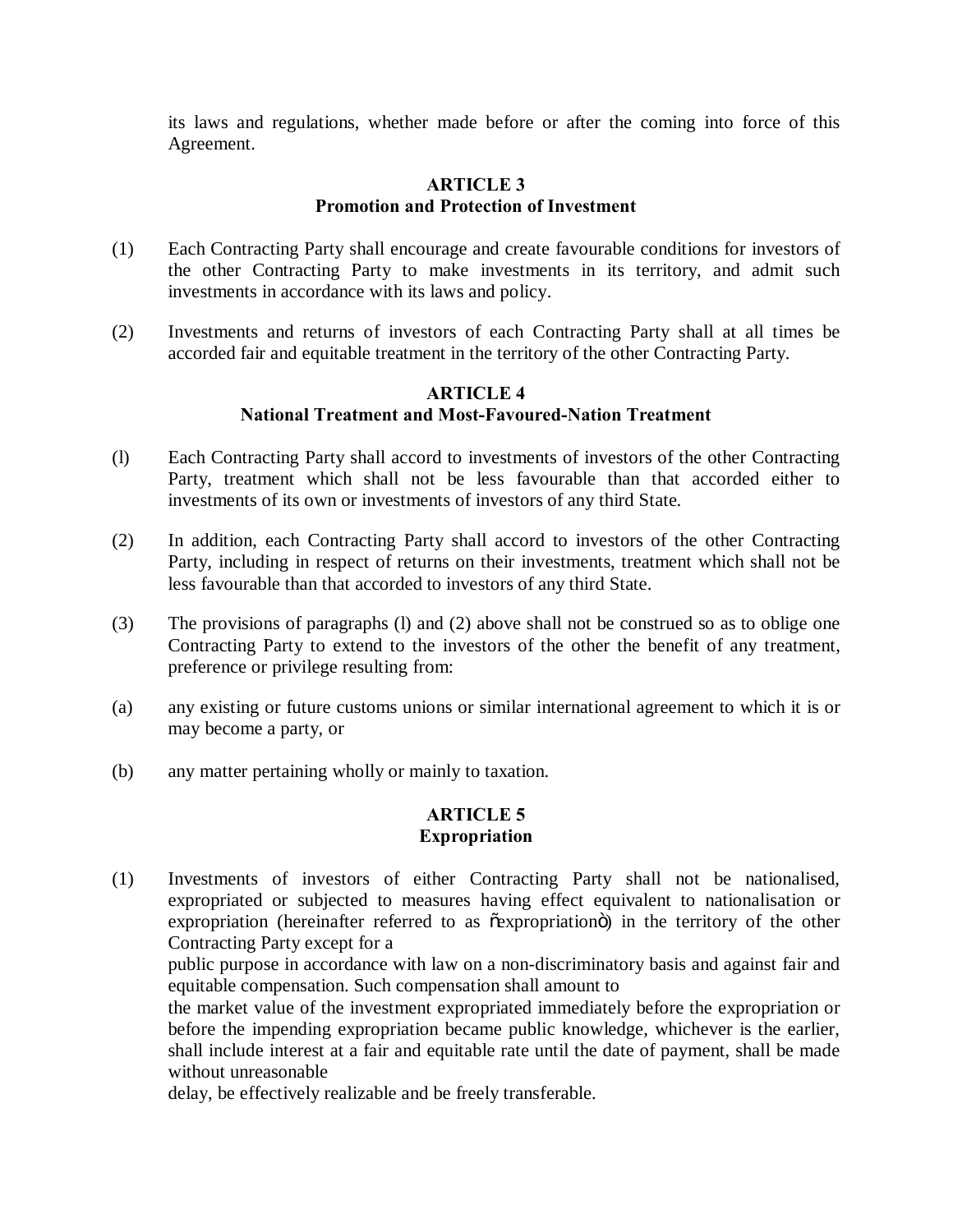its laws and regulations, whether made before or after the coming into force of this Agreement.

## ARTICLE 3
## Promotion and Protection of Investment

(1) Each Contracting Party shall encourage and create favourable conditions for investors of the other Contracting Party to make investments in its territory, and admit such investments in accordance with its laws and policy.

(2) Investments and returns of investors of each Contracting Party shall at all times be accorded fair and equitable treatment in the territory of the other Contracting Party.

## ARTICLE 4
## National Treatment and Most-Favoured-Nation Treatment

(l) Each Contracting Party shall accord to investments of investors of the other Contracting Party, treatment which shall not be less favourable than that accorded either to investments of its own or investments of investors of any third State.

(2) In addition, each Contracting Party shall accord to investors of the other Contracting Party, including in respect of returns on their investments, treatment which shall not be less favourable than that accorded to investors of any third State.

(3) The provisions of paragraphs (l) and (2) above shall not be construed so as to oblige one Contracting Party to extend to the investors of the other the benefit of any treatment, preference or privilege resulting from:

(a) any existing or future customs unions or similar international agreement to which it is or may become a party, or

(b) any matter pertaining wholly or mainly to taxation.

## ARTICLE 5
## Expropriation

(1) Investments of investors of either Contracting Party shall not be nationalised, expropriated or subjected to measures having effect equivalent to nationalisation or expropriation (hereinafter referred to as "expropriation") in the territory of the other Contracting Party except for a
public purpose in accordance with law on a non-discriminatory basis and against fair and equitable compensation. Such compensation shall amount to
the market value of the investment expropriated immediately before the expropriation or before the impending expropriation became public knowledge, whichever is the earlier, shall include interest at a fair and equitable rate until the date of payment, shall be made without unreasonable
delay, be effectively realizable and be freely transferable.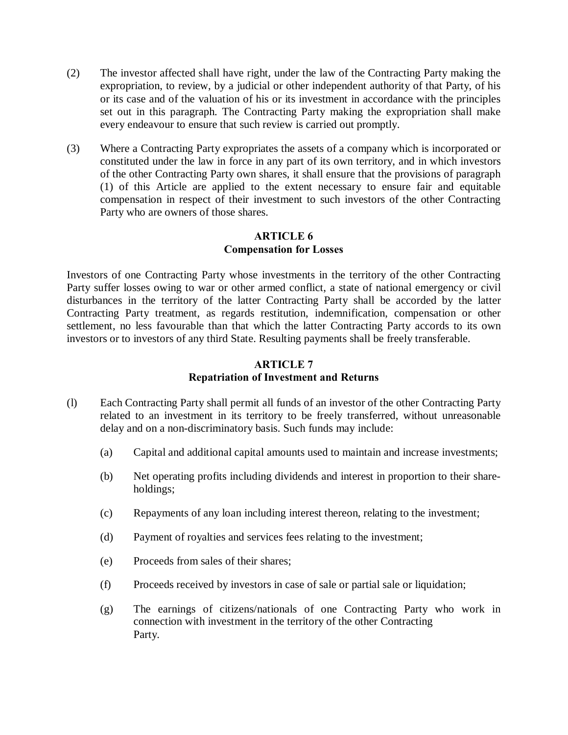(2) The investor affected shall have right, under the law of the Contracting Party making the expropriation, to review, by a judicial or other independent authority of that Party, of his or its case and of the valuation of his or its investment in accordance with the principles set out in this paragraph. The Contracting Party making the expropriation shall make every endeavour to ensure that such review is carried out promptly.

(3) Where a Contracting Party expropriates the assets of a company which is incorporated or constituted under the law in force in any part of its own territory, and in which investors of the other Contracting Party own shares, it shall ensure that the provisions of paragraph (1) of this Article are applied to the extent necessary to ensure fair and equitable compensation in respect of their investment to such investors of the other Contracting Party who are owners of those shares.

**ARTICLE 6**
**Compensation for Losses**

Investors of one Contracting Party whose investments in the territory of the other Contracting Party suffer losses owing to war or other armed conflict, a state of national emergency or civil disturbances in the territory of the latter Contracting Party shall be accorded by the latter Contracting Party treatment, as regards restitution, indemnification, compensation or other settlement, no less favourable than that which the latter Contracting Party accords to its own investors or to investors of any third State. Resulting payments shall be freely transferable.

**ARTICLE 7**
**Repatriation of Investment and Returns**

(l) Each Contracting Party shall permit all funds of an investor of the other Contracting Party related to an investment in its territory to be freely transferred, without unreasonable delay and on a non-discriminatory basis. Such funds may include:

(a) Capital and additional capital amounts used to maintain and increase investments;

(b) Net operating profits including dividends and interest in proportion to their share-holdings;

(c) Repayments of any loan including interest thereon, relating to the investment;

(d) Payment of royalties and services fees relating to the investment;

(e) Proceeds from sales of their shares;

(f) Proceeds received by investors in case of sale or partial sale or liquidation;

(g) The earnings of citizens/nationals of one Contracting Party who work in connection with investment in the territory of the other Contracting Party.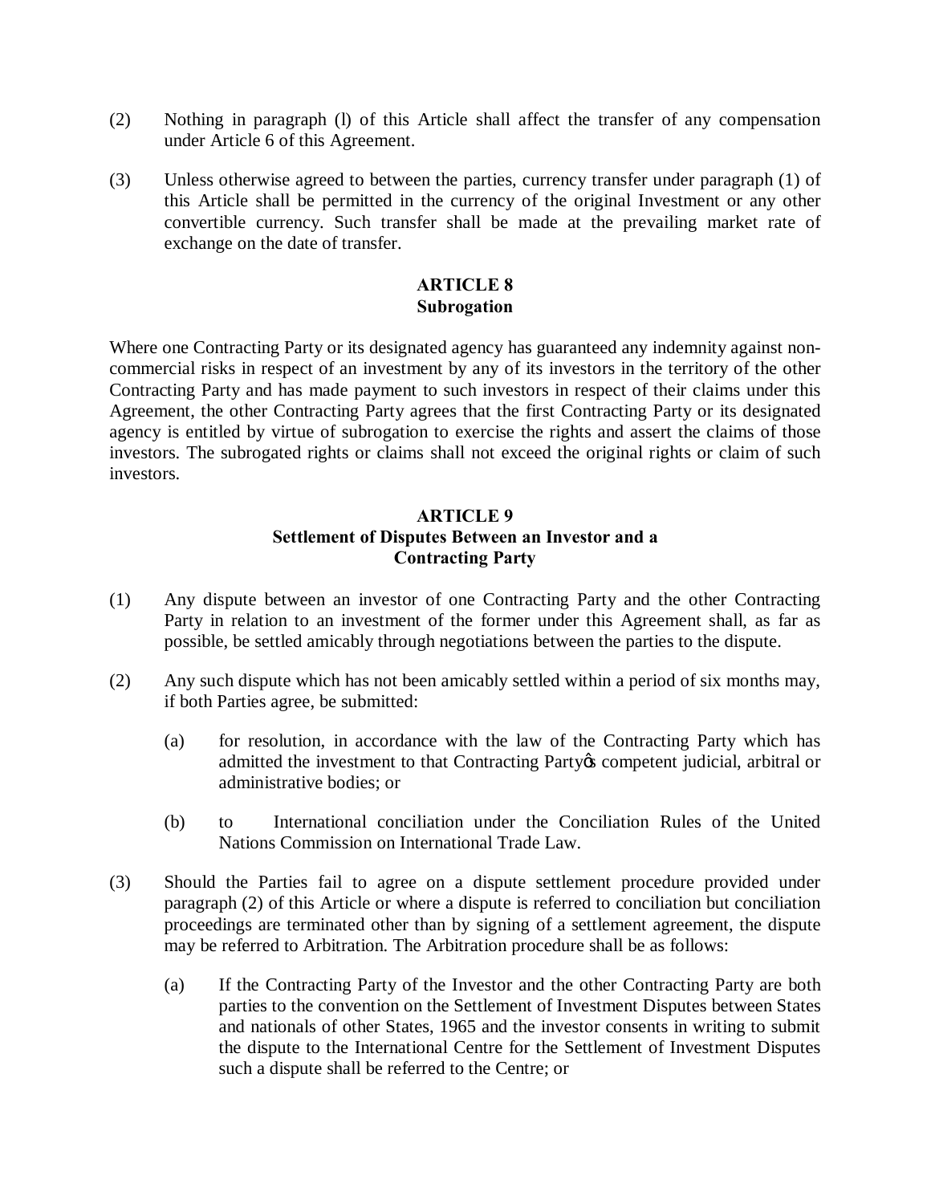(2) Nothing in paragraph (l) of this Article shall affect the transfer of any compensation under Article 6 of this Agreement.

(3) Unless otherwise agreed to between the parties, currency transfer under paragraph (1) of this Article shall be permitted in the currency of the original Investment or any other convertible currency. Such transfer shall be made at the prevailing market rate of exchange on the date of transfer.

## ARTICLE 8
## Subrogation

Where one Contracting Party or its designated agency has guaranteed any indemnity against non-commercial risks in respect of an investment by any of its investors in the territory of the other Contracting Party and has made payment to such investors in respect of their claims under this Agreement, the other Contracting Party agrees that the first Contracting Party or its designated agency is entitled by virtue of subrogation to exercise the rights and assert the claims of those investors. The subrogated rights or claims shall not exceed the original rights or claim of such investors.

## ARTICLE 9
## Settlement of Disputes Between an Investor and a Contracting Party

(1) Any dispute between an investor of one Contracting Party and the other Contracting Party in relation to an investment of the former under this Agreement shall, as far as possible, be settled amicably through negotiations between the parties to the dispute.

(2) Any such dispute which has not been amicably settled within a period of six months may, if both Parties agree, be submitted:

   (a) for resolution, in accordance with the law of the Contracting Party which has admitted the investment to that Contracting Partyφs competent judicial, arbitral or administrative bodies; or

   (b) to International conciliation under the Conciliation Rules of the United Nations Commission on International Trade Law.

(3) Should the Parties fail to agree on a dispute settlement procedure provided under paragraph (2) of this Article or where a dispute is referred to conciliation but conciliation proceedings are terminated other than by signing of a settlement agreement, the dispute may be referred to Arbitration. The Arbitration procedure shall be as follows:

   (a) If the Contracting Party of the Investor and the other Contracting Party are both parties to the convention on the Settlement of Investment Disputes between States and nationals of other States, 1965 and the investor consents in writing to submit the dispute to the International Centre for the Settlement of Investment Disputes such a dispute shall be referred to the Centre; or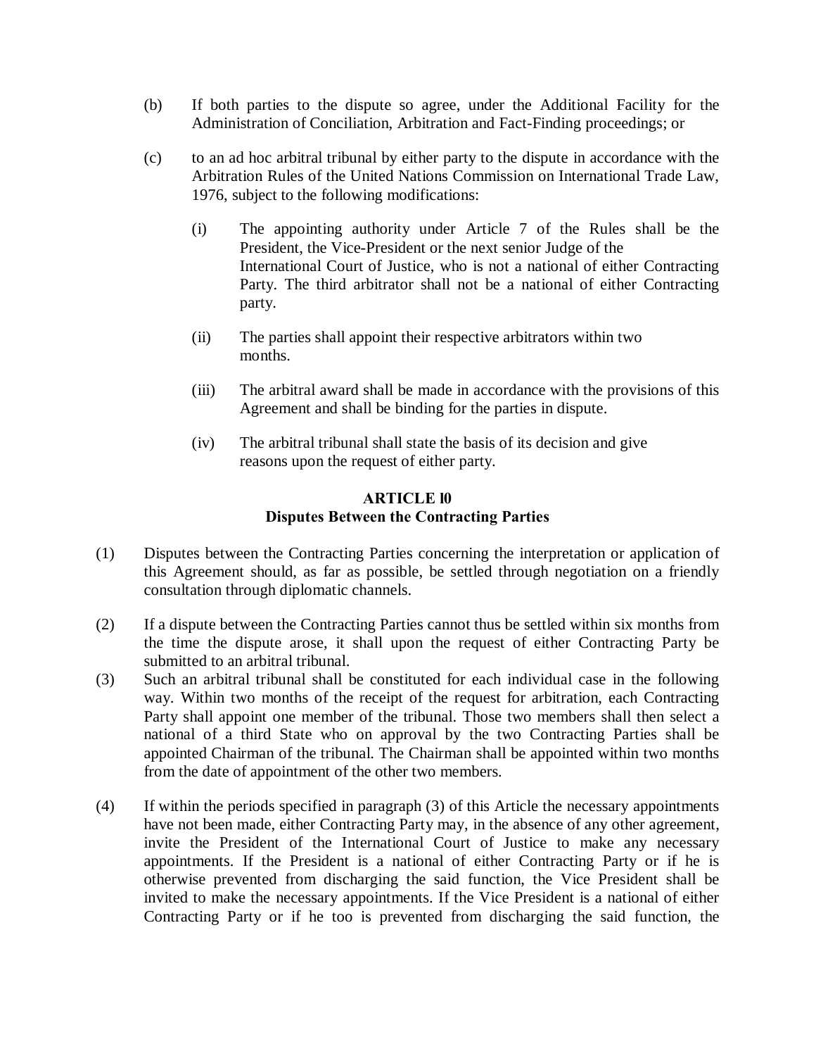(b) If both parties to the dispute so agree, under the Additional Facility for the Administration of Conciliation, Arbitration and Fact-Finding proceedings; or

(c) to an ad hoc arbitral tribunal by either party to the dispute in accordance with the Arbitration Rules of the United Nations Commission on International Trade Law, 1976, subject to the following modifications:

   (i) The appointing authority under Article 7 of the Rules shall be the President, the Vice-President or the next senior Judge of the International Court of Justice, who is not a national of either Contracting Party. The third arbitrator shall not be a national of either Contracting party.

   (ii) The parties shall appoint their respective arbitrators within two months.

   (iii) The arbitral award shall be made in accordance with the provisions of this Agreement and shall be binding for the parties in dispute.

   (iv) The arbitral tribunal shall state the basis of its decision and give reasons upon the request of either party.

## ARTICLE l0
## Disputes Between the Contracting Parties

(1) Disputes between the Contracting Parties concerning the interpretation or application of this Agreement should, as far as possible, be settled through negotiation on a friendly consultation through diplomatic channels.

(2) If a dispute between the Contracting Parties cannot thus be settled within six months from the time the dispute arose, it shall upon the request of either Contracting Party be submitted to an arbitral tribunal.

(3) Such an arbitral tribunal shall be constituted for each individual case in the following way. Within two months of the receipt of the request for arbitration, each Contracting Party shall appoint one member of the tribunal. Those two members shall then select a national of a third State who on approval by the two Contracting Parties shall be appointed Chairman of the tribunal. The Chairman shall be appointed within two months from the date of appointment of the other two members.

(4) If within the periods specified in paragraph (3) of this Article the necessary appointments have not been made, either Contracting Party may, in the absence of any other agreement, invite the President of the International Court of Justice to make any necessary appointments. If the President is a national of either Contracting Party or if he is otherwise prevented from discharging the said function, the Vice President shall be invited to make the necessary appointments. If the Vice President is a national of either Contracting Party or if he too is prevented from discharging the said function, the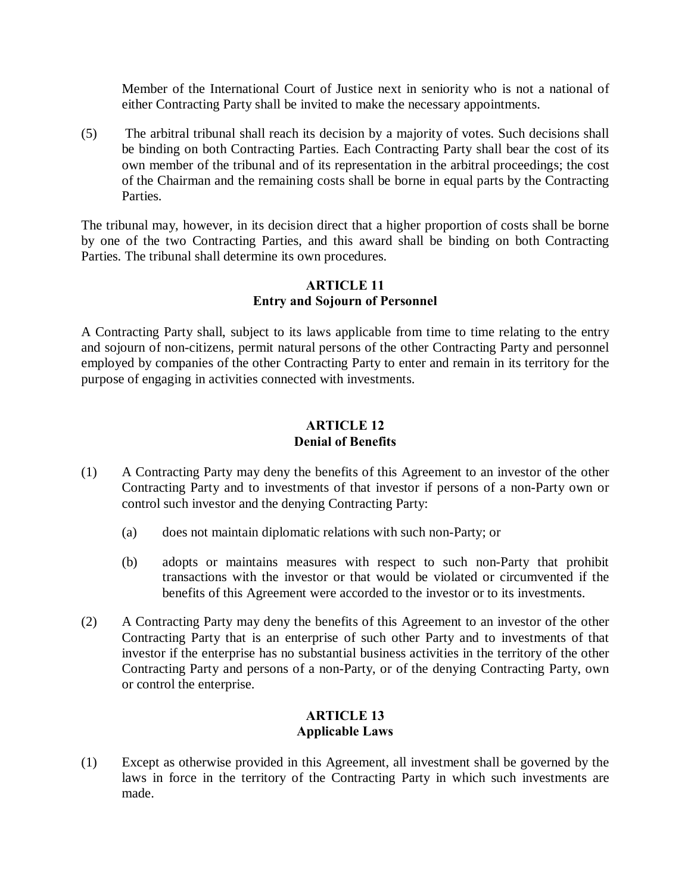Member of the International Court of Justice next in seniority who is not a national of either Contracting Party shall be invited to make the necessary appointments.

(5) The arbitral tribunal shall reach its decision by a majority of votes. Such decisions shall be binding on both Contracting Parties. Each Contracting Party shall bear the cost of its own member of the tribunal and of its representation in the arbitral proceedings; the cost of the Chairman and the remaining costs shall be borne in equal parts by the Contracting Parties.

The tribunal may, however, in its decision direct that a higher proportion of costs shall be borne by one of the two Contracting Parties, and this award shall be binding on both Contracting Parties. The tribunal shall determine its own procedures.

## ARTICLE 11
## Entry and Sojourn of Personnel

A Contracting Party shall, subject to its laws applicable from time to time relating to the entry and sojourn of non-citizens, permit natural persons of the other Contracting Party and personnel employed by companies of the other Contracting Party to enter and remain in its territory for the purpose of engaging in activities connected with investments.

## ARTICLE 12
## Denial of Benefits

(1) A Contracting Party may deny the benefits of this Agreement to an investor of the other Contracting Party and to investments of that investor if persons of a non-Party own or control such investor and the denying Contracting Party:

(a) does not maintain diplomatic relations with such non-Party; or

(b) adopts or maintains measures with respect to such non-Party that prohibit transactions with the investor or that would be violated or circumvented if the benefits of this Agreement were accorded to the investor or to its investments.

(2) A Contracting Party may deny the benefits of this Agreement to an investor of the other Contracting Party that is an enterprise of such other Party and to investments of that investor if the enterprise has no substantial business activities in the territory of the other Contracting Party and persons of a non-Party, or of the denying Contracting Party, own or control the enterprise.

## ARTICLE 13
## Applicable Laws

(1) Except as otherwise provided in this Agreement, all investment shall be governed by the laws in force in the territory of the Contracting Party in which such investments are made.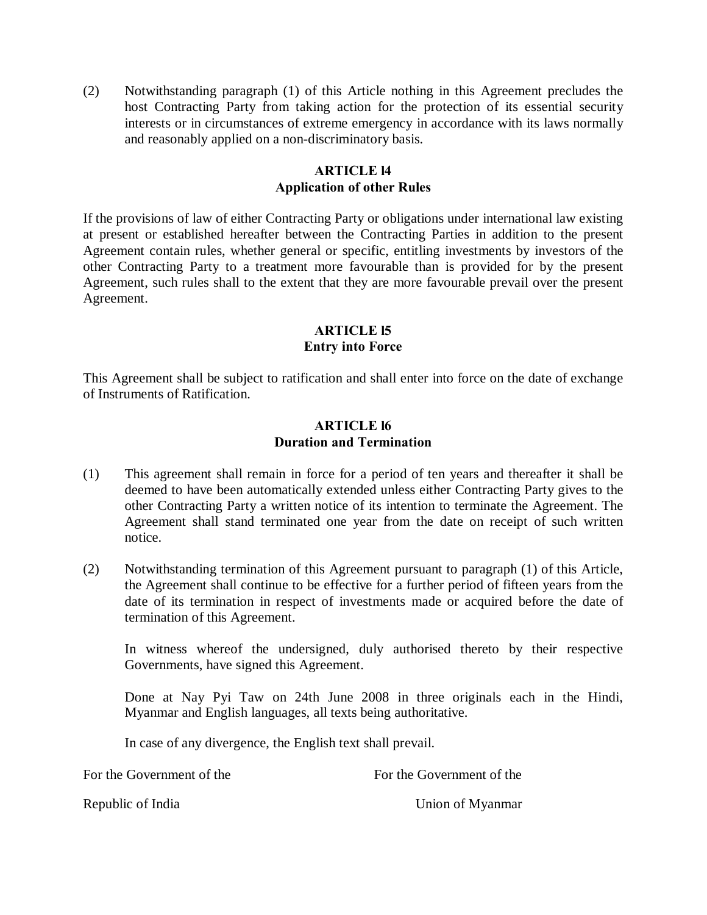(2) Notwithstanding paragraph (1) of this Article nothing in this Agreement precludes the host Contracting Party from taking action for the protection of its essential security interests or in circumstances of extreme emergency in accordance with its laws normally and reasonably applied on a non-discriminatory basis.

## ARTICLE l4
## Application of other Rules

If the provisions of law of either Contracting Party or obligations under international law existing at present or established hereafter between the Contracting Parties in addition to the present Agreement contain rules, whether general or specific, entitling investments by investors of the other Contracting Party to a treatment more favourable than is provided for by the present Agreement, such rules shall to the extent that they are more favourable prevail over the present Agreement.

## ARTICLE l5
## Entry into Force

This Agreement shall be subject to ratification and shall enter into force on the date of exchange of Instruments of Ratification.

## ARTICLE l6
## Duration and Termination

(1) This agreement shall remain in force for a period of ten years and thereafter it shall be deemed to have been automatically extended unless either Contracting Party gives to the other Contracting Party a written notice of its intention to terminate the Agreement. The Agreement shall stand terminated one year from the date on receipt of such written notice.

(2) Notwithstanding termination of this Agreement pursuant to paragraph (1) of this Article, the Agreement shall continue to be effective for a further period of fifteen years from the date of its termination in respect of investments made or acquired before the date of termination of this Agreement.

In witness whereof the undersigned, duly authorised thereto by their respective Governments, have signed this Agreement.

Done at Nay Pyi Taw on 24th June 2008 in three originals each in the Hindi, Myanmar and English languages, all texts being authoritative.

In case of any divergence, the English text shall prevail.

| For the Government of the | For the Government of the |
|---|---|
| Republic of India | Union of Myanmar |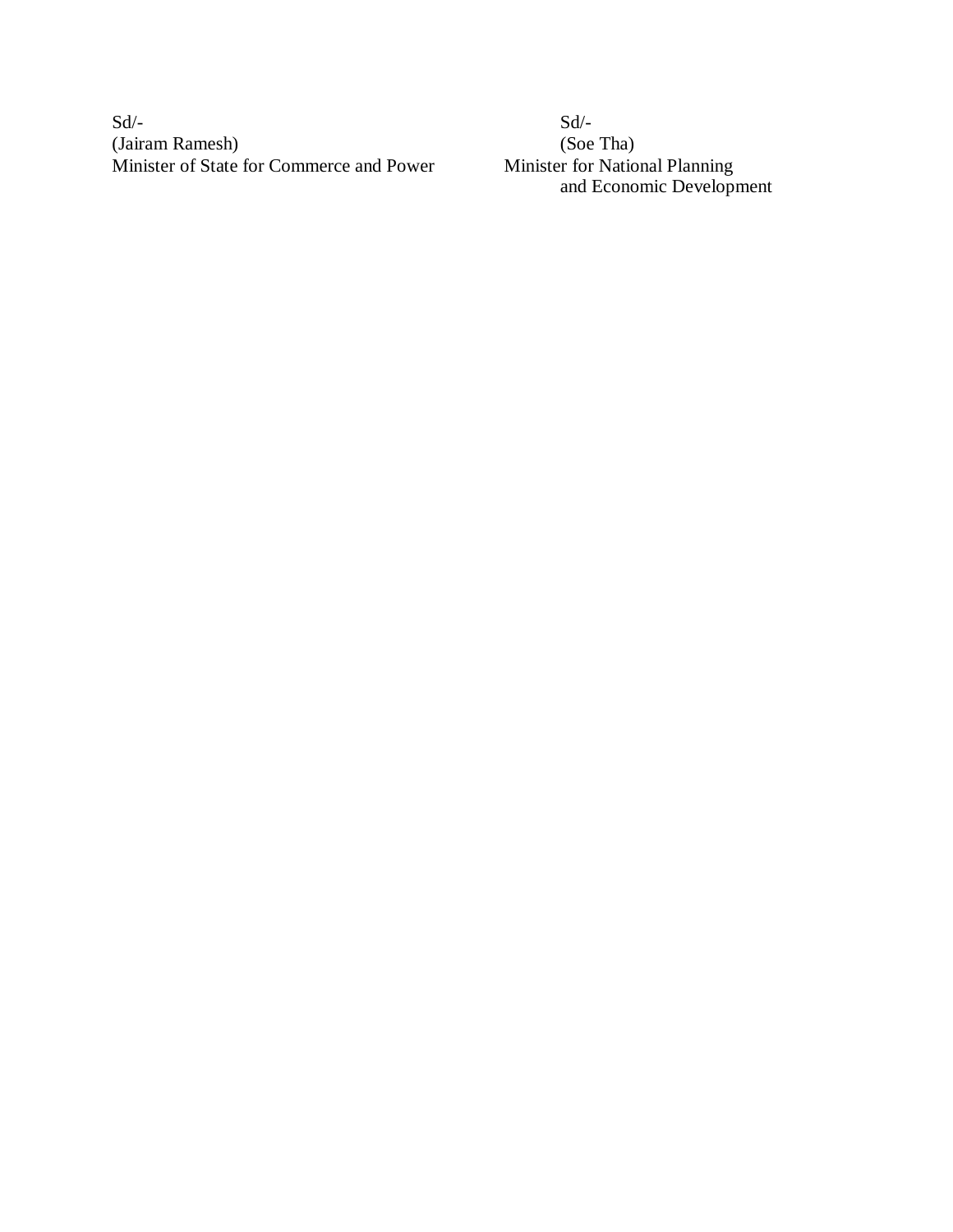| | |
|---|---|
| Sd/- | Sd/- |
| (Jairam Ramesh) | (Soe Tha) |
| Minister of State for Commerce and Power | Minister for National Planning and Economic Development |